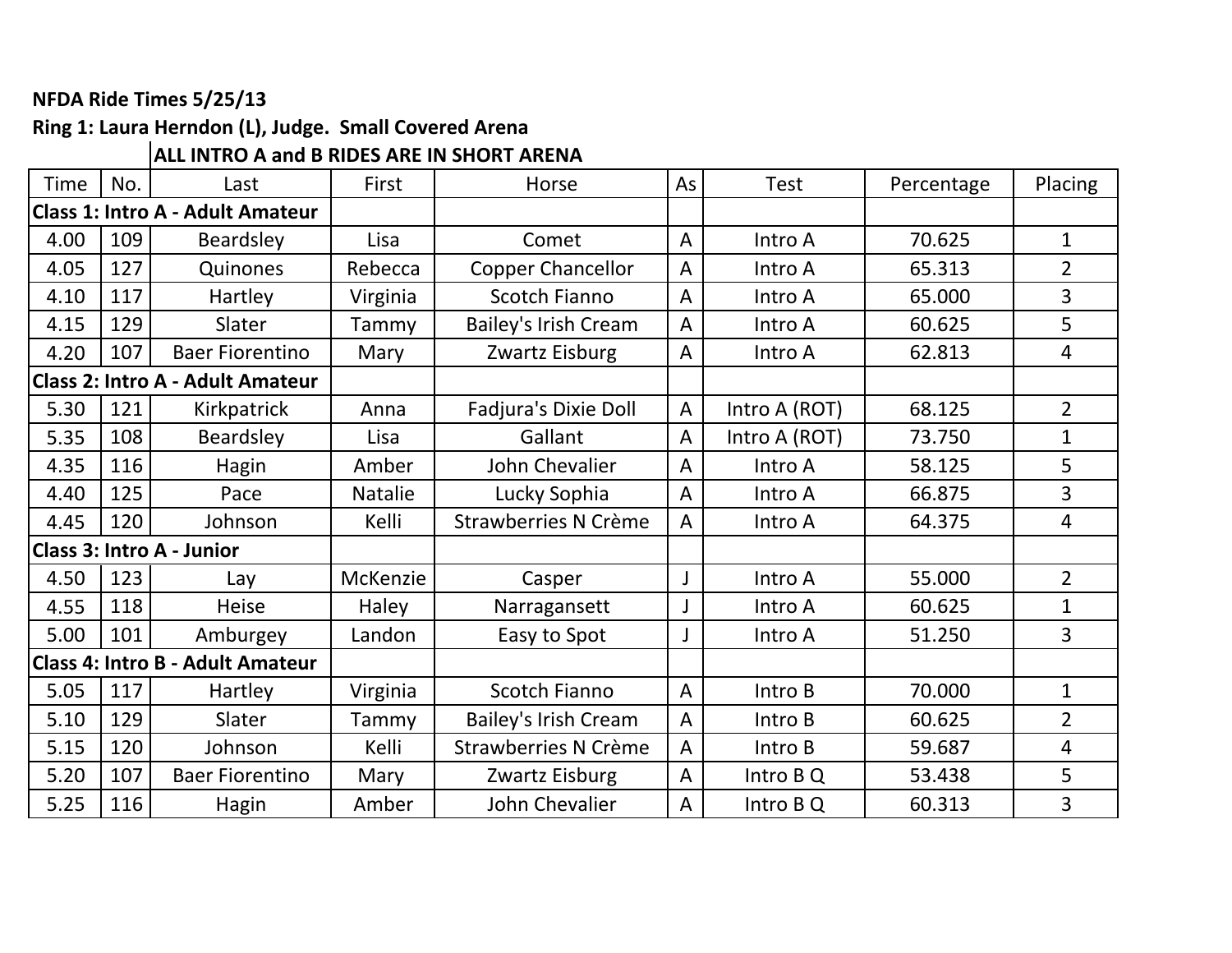**NFDA Ride Times 5/25/13**

**Ring 1: Laura Herndon (L), Judge. Small Covered Arena**

**ALL INTRO A and B RIDES ARE IN SHORT ARENA**

| Time | No. | Last | First | Horse | As | Test | Percentage | Placing |
|---|---|---|---|---|---|---|---|---|
| **Class 1: Intro A - Adult Amateur** | | | | | | | | |
| 4.00 | 109 | Beardsley | Lisa | Comet | A | Intro A | 70.625 | 1 |
| 4.05 | 127 | Quinones | Rebecca | Copper Chancellor | A | Intro A | 65.313 | 2 |
| 4.10 | 117 | Hartley | Virginia | Scotch Fianno | A | Intro A | 65.000 | 3 |
| 4.15 | 129 | Slater | Tammy | Bailey's Irish Cream | A | Intro A | 60.625 | 5 |
| 4.20 | 107 | Baer Fiorentino | Mary | Zwartz Eisburg | A | Intro A | 62.813 | 4 |
| **Class 2: Intro A - Adult Amateur** | | | | | | | | |
| 5.30 | 121 | Kirkpatrick | Anna | Fadjura's Dixie Doll | A | Intro A (ROT) | 68.125 | 2 |
| 5.35 | 108 | Beardsley | Lisa | Gallant | A | Intro A (ROT) | 73.750 | 1 |
| 4.35 | 116 | Hagin | Amber | John Chevalier | A | Intro A | 58.125 | 5 |
| 4.40 | 125 | Pace | Natalie | Lucky Sophia | A | Intro A | 66.875 | 3 |
| 4.45 | 120 | Johnson | Kelli | Strawberries N Crème | A | Intro A | 64.375 | 4 |
| **Class 3: Intro A - Junior** | | | | | | | | |
| 4.50 | 123 | Lay | McKenzie | Casper | J | Intro A | 55.000 | 2 |
| 4.55 | 118 | Heise | Haley | Narragansett | J | Intro A | 60.625 | 1 |
| 5.00 | 101 | Amburgey | Landon | Easy to Spot | J | Intro A | 51.250 | 3 |
| **Class 4: Intro B - Adult Amateur** | | | | | | | | |
| 5.05 | 117 | Hartley | Virginia | Scotch Fianno | A | Intro B | 70.000 | 1 |
| 5.10 | 129 | Slater | Tammy | Bailey's Irish Cream | A | Intro B | 60.625 | 2 |
| 5.15 | 120 | Johnson | Kelli | Strawberries N Crème | A | Intro B | 59.687 | 4 |
| 5.20 | 107 | Baer Fiorentino | Mary | Zwartz Eisburg | A | Intro B Q | 53.438 | 5 |
| 5.25 | 116 | Hagin | Amber | John Chevalier | A | Intro B Q | 60.313 | 3 |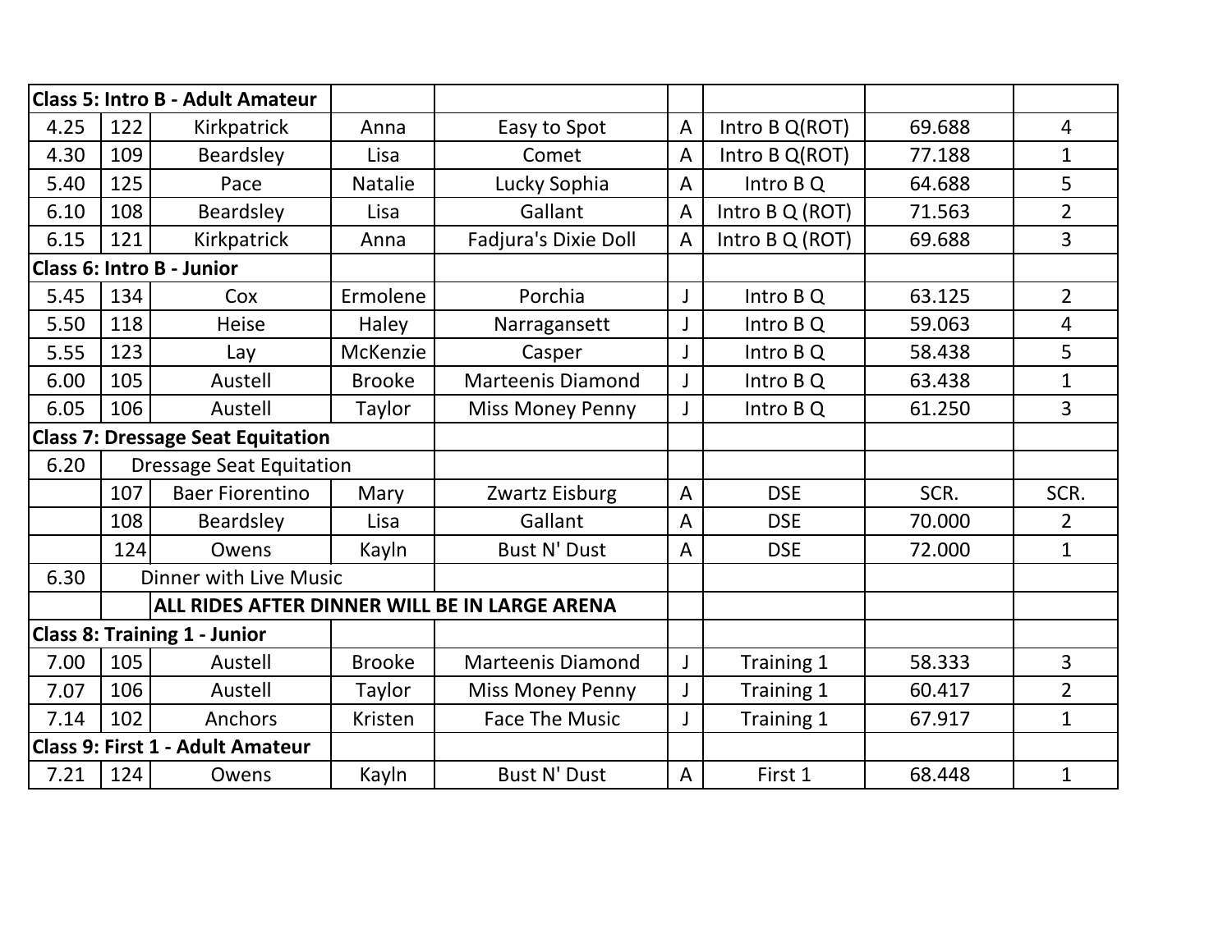| Class 5: Intro B - Adult Amateur | | | | | | | | |
|---|---|---|---|---|---|---|---|---|
| 4.25 | 122 | Kirkpatrick | Anna | Easy to Spot | A | Intro B Q(ROT) | 69.688 | 4 |
| 4.30 | 109 | Beardsley | Lisa | Comet | A | Intro B Q(ROT) | 77.188 | 1 |
| 5.40 | 125 | Pace | Natalie | Lucky Sophia | A | Intro B Q | 64.688 | 5 |
| 6.10 | 108 | Beardsley | Lisa | Gallant | A | Intro B Q (ROT) | 71.563 | 2 |
| 6.15 | 121 | Kirkpatrick | Anna | Fadjura's Dixie Doll | A | Intro B Q (ROT) | 69.688 | 3 |
| **Class 6: Intro B - Junior** | | | | | | | | |
| 5.45 | 134 | Cox | Ermolene | Porchia | J | Intro B Q | 63.125 | 2 |
| 5.50 | 118 | Heise | Haley | Narragansett | J | Intro B Q | 59.063 | 4 |
| 5.55 | 123 | Lay | McKenzie | Casper | J | Intro B Q | 58.438 | 5 |
| 6.00 | 105 | Austell | Brooke | Marteenis Diamond | J | Intro B Q | 63.438 | 1 |
| 6.05 | 106 | Austell | Taylor | Miss Money Penny | J | Intro B Q | 61.250 | 3 |
| **Class 7: Dressage Seat Equitation** | | | | | | | | |
| 6.20 | Dressage Seat Equitation | | | | | | | |
| | 107 | Baer Fiorentino | Mary | Zwartz Eisburg | A | DSE | SCR. | SCR. |
| | 108 | Beardsley | Lisa | Gallant | A | DSE | 70.000 | 2 |
| | 124 | Owens | Kayln | Bust N' Dust | A | DSE | 72.000 | 1 |
| 6.30 | Dinner with Live Music | | | | | | | |
| | | **ALL RIDES AFTER DINNER WILL BE IN LARGE ARENA** | | | | | | |
| **Class 8: Training 1 - Junior** | | | | | | | | |
| 7.00 | 105 | Austell | Brooke | Marteenis Diamond | J | Training 1 | 58.333 | 3 |
| 7.07 | 106 | Austell | Taylor | Miss Money Penny | J | Training 1 | 60.417 | 2 |
| 7.14 | 102 | Anchors | Kristen | Face The Music | J | Training 1 | 67.917 | 1 |
| **Class 9: First 1 - Adult Amateur** | | | | | | | | |
| 7.21 | 124 | Owens | Kayln | Bust N' Dust | A | First 1 | 68.448 | 1 |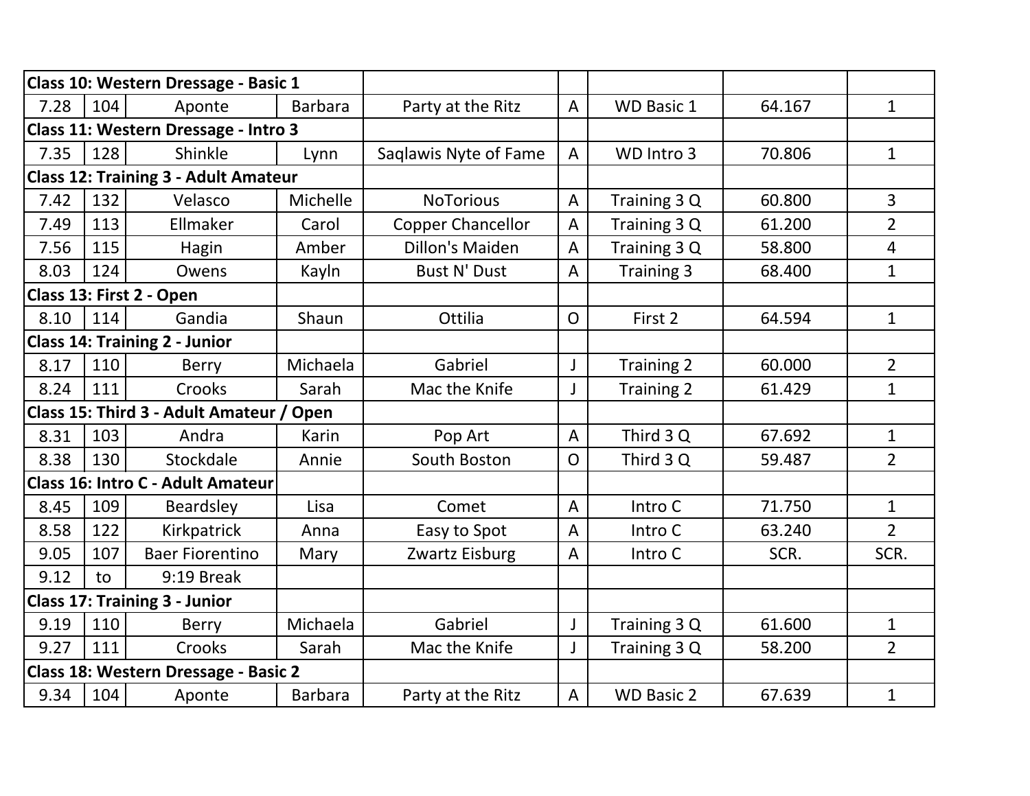| Class 10: Western Dressage - Basic 1 | | | | | | | | |
|---|---|---|---|---|---|---|---|---|
| 7.28 | 104 | Aponte | Barbara | Party at the Ritz | A | WD Basic 1 | 64.167 | 1 |
| **Class 11: Western Dressage - Intro 3** | | | | | | | | |
| 7.35 | 128 | Shinkle | Lynn | Saqlawis Nyte of Fame | A | WD Intro 3 | 70.806 | 1 |
| **Class 12: Training 3 - Adult Amateur** | | | | | | | | |
| 7.42 | 132 | Velasco | Michelle | NoTorious | A | Training 3 Q | 60.800 | 3 |
| 7.49 | 113 | Ellmaker | Carol | Copper Chancellor | A | Training 3 Q | 61.200 | 2 |
| 7.56 | 115 | Hagin | Amber | Dillon's Maiden | A | Training 3 Q | 58.800 | 4 |
| 8.03 | 124 | Owens | Kayln | Bust N' Dust | A | Training 3 | 68.400 | 1 |
| **Class 13: First 2 - Open** | | | | | | | | |
| 8.10 | 114 | Gandia | Shaun | Ottilia | O | First 2 | 64.594 | 1 |
| **Class 14: Training 2 - Junior** | | | | | | | | |
| 8.17 | 110 | Berry | Michaela | Gabriel | J | Training 2 | 60.000 | 2 |
| 8.24 | 111 | Crooks | Sarah | Mac the Knife | J | Training 2 | 61.429 | 1 |
| **Class 15: Third 3 - Adult Amateur / Open** | | | | | | | | |
| 8.31 | 103 | Andra | Karin | Pop Art | A | Third 3 Q | 67.692 | 1 |
| 8.38 | 130 | Stockdale | Annie | South Boston | O | Third 3 Q | 59.487 | 2 |
| **Class 16: Intro C - Adult Amateur** | | | | | | | | |
| 8.45 | 109 | Beardsley | Lisa | Comet | A | Intro C | 71.750 | 1 |
| 8.58 | 122 | Kirkpatrick | Anna | Easy to Spot | A | Intro C | 63.240 | 2 |
| 9.05 | 107 | Baer Fiorentino | Mary | Zwartz Eisburg | A | Intro C | SCR. | SCR. |
| 9.12 | to | 9:19 Break | | | | | | |
| **Class 17: Training 3 - Junior** | | | | | | | | |
| 9.19 | 110 | Berry | Michaela | Gabriel | J | Training 3 Q | 61.600 | 1 |
| 9.27 | 111 | Crooks | Sarah | Mac the Knife | J | Training 3 Q | 58.200 | 2 |
| **Class 18: Western Dressage - Basic 2** | | | | | | | | |
| 9.34 | 104 | Aponte | Barbara | Party at the Ritz | A | WD Basic 2 | 67.639 | 1 |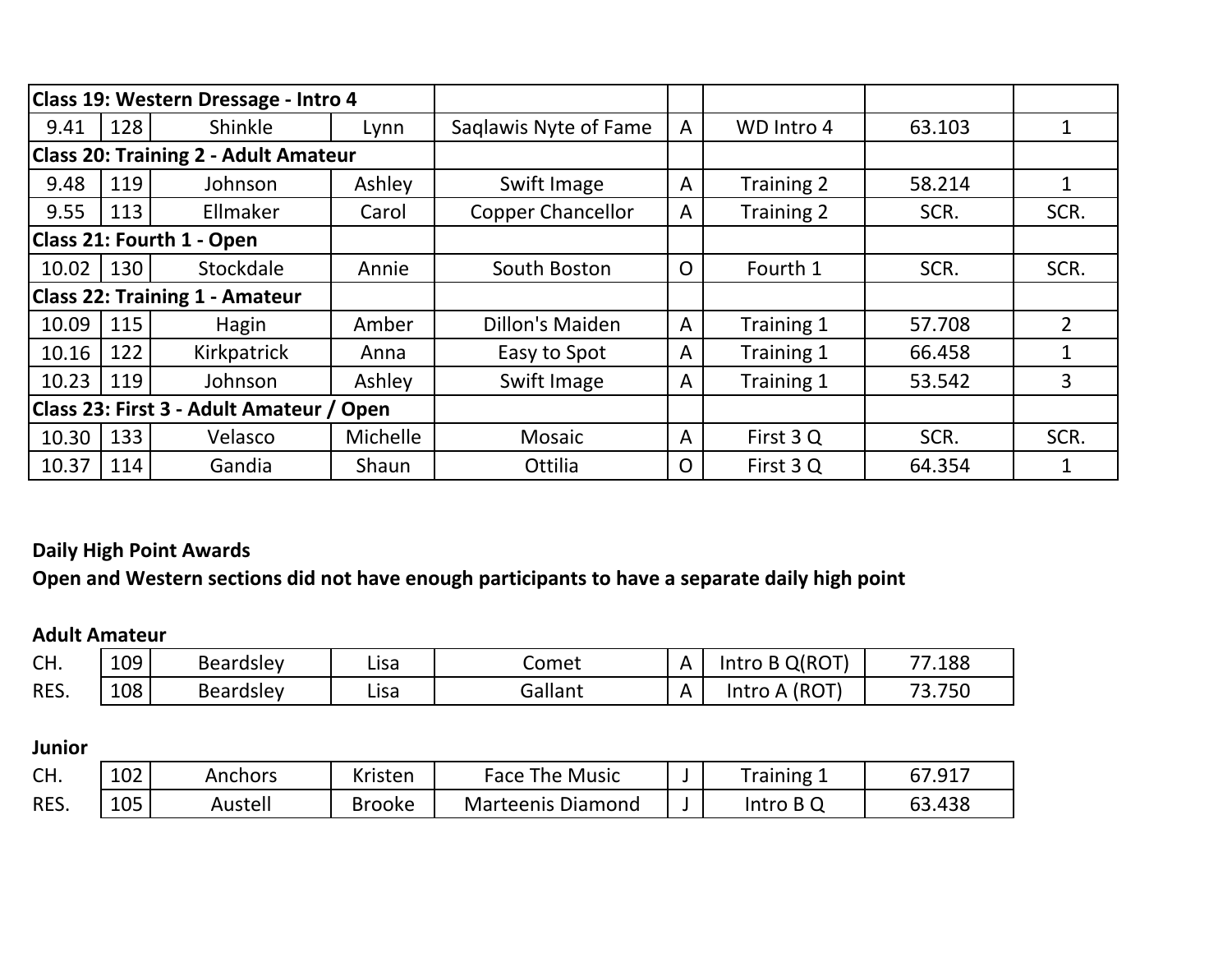| | | | | | | | | |
|---|---|---|---|---|---|---|---|---|
| **Class 19: Western Dressage - Intro 4** | | | | | | | | |
| 9.41 | 128 | Shinkle | Lynn | Saqlawis Nyte of Fame | A | WD Intro 4 | 63.103 | 1 |
| **Class 20: Training 2 - Adult Amateur** | | | | | | | | |
| 9.48 | 119 | Johnson | Ashley | Swift Image | A | Training 2 | 58.214 | 1 |
| 9.55 | 113 | Ellmaker | Carol | Copper Chancellor | A | Training 2 | SCR. | SCR. |
| **Class 21: Fourth 1 - Open** | | | | | | | | |
| 10.02 | 130 | Stockdale | Annie | South Boston | O | Fourth 1 | SCR. | SCR. |
| **Class 22: Training 1 - Amateur** | | | | | | | | |
| 10.09 | 115 | Hagin | Amber | Dillon's Maiden | A | Training 1 | 57.708 | 2 |
| 10.16 | 122 | Kirkpatrick | Anna | Easy to Spot | A | Training 1 | 66.458 | 1 |
| 10.23 | 119 | Johnson | Ashley | Swift Image | A | Training 1 | 53.542 | 3 |
| **Class 23: First 3 - Adult Amateur / Open** | | | | | | | | |
| 10.30 | 133 | Velasco | Michelle | Mosaic | A | First 3 Q | SCR. | SCR. |
| 10.37 | 114 | Gandia | Shaun | Ottilia | O | First 3 Q | 64.354 | 1 |

**Daily High Point Awards**

**Open and Western sections did not have enough participants to have a separate daily high point**

**Adult Amateur**

| | | | | | | | |
|---|---|---|---|---|---|---|---|
| CH. | 109 | Beardsley | Lisa | Comet | A | Intro B Q(ROT) | 77.188 |
| RES. | 108 | Beardsley | Lisa | Gallant | A | Intro A (ROT) | 73.750 |

**Junior**

| | | | | | | | |
|---|---|---|---|---|---|---|---|
| CH. | 102 | Anchors | Kristen | Face The Music | J | Training 1 | 67.917 |
| RES. | 105 | Austell | Brooke | Marteenis Diamond | J | Intro B Q | 63.438 |